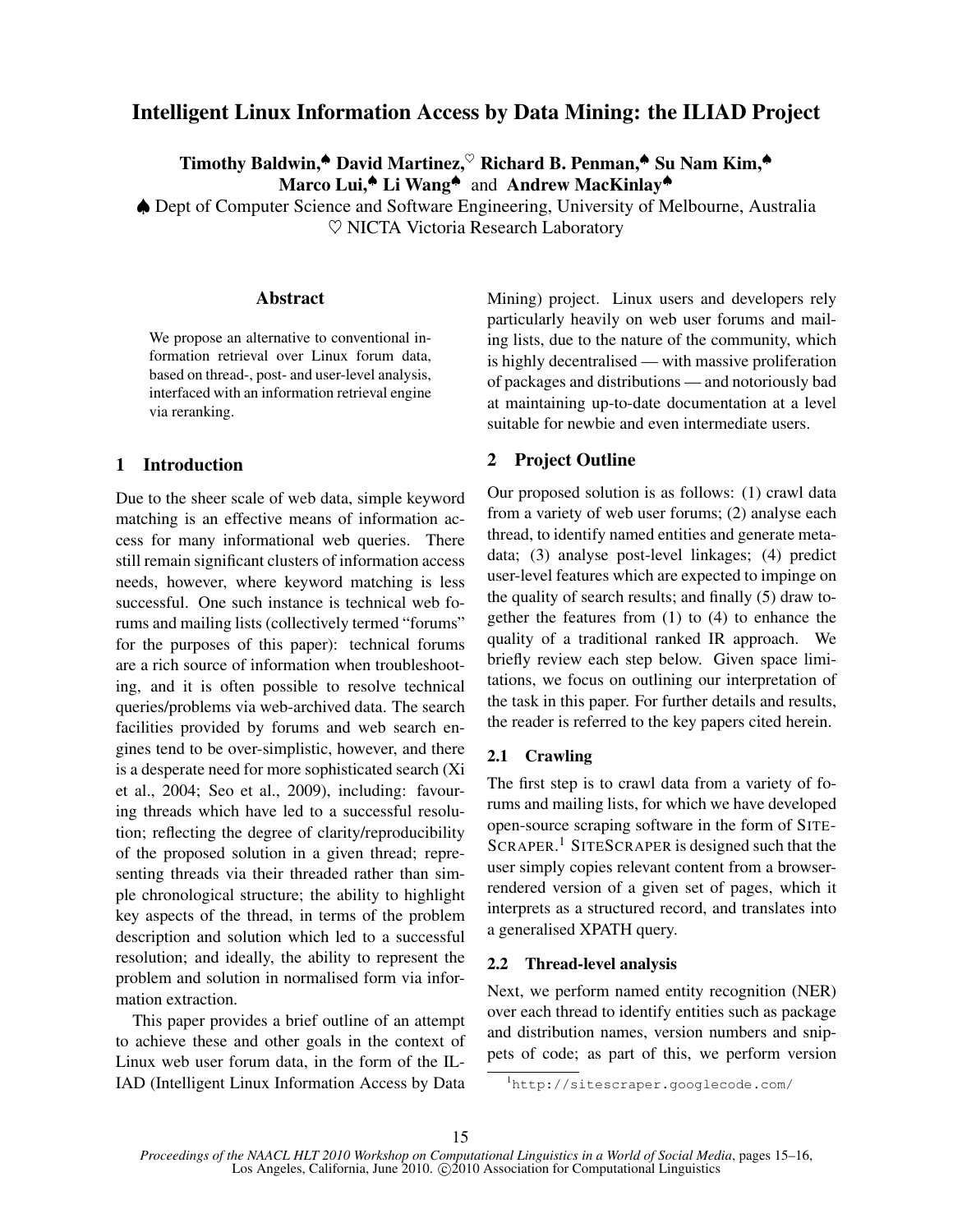# Intelligent Linux Information Access by Data Mining: the ILIAD Project

**Timothy Baldwin,**[♠] **David Martinez,**[♡] **Richard B. Penman,**[♠] **Su Nam Kim,**[♠] **Marco Lui,**[♠] **Li Wang**[♠] and **Andrew MacKinlay**[♠]

♠ Dept of Computer Science and Software Engineering, University of Melbourne, Australia
♡ NICTA Victoria Research Laboratory

## Abstract

We propose an alternative to conventional information retrieval over Linux forum data, based on thread-, post- and user-level analysis, interfaced with an information retrieval engine via reranking.

## 1 Introduction

Due to the sheer scale of web data, simple keyword matching is an effective means of information access for many informational web queries. There still remain significant clusters of information access needs, however, where keyword matching is less successful. One such instance is technical web forums and mailing lists (collectively termed "forums" for the purposes of this paper): technical forums are a rich source of information when troubleshooting, and it is often possible to resolve technical queries/problems via web-archived data. The search facilities provided by forums and web search engines tend to be over-simplistic, however, and there is a desperate need for more sophisticated search (Xi et al., 2004; Seo et al., 2009), including: favouring threads which have led to a successful resolution; reflecting the degree of clarity/reproducibility of the proposed solution in a given thread; representing threads via their threaded rather than simple chronological structure; the ability to highlight key aspects of the thread, in terms of the problem description and solution which led to a successful resolution; and ideally, the ability to represent the problem and solution in normalised form via information extraction.

This paper provides a brief outline of an attempt to achieve these and other goals in the context of Linux web user forum data, in the form of the ILIAD (Intelligent Linux Information Access by Data Mining) project. Linux users and developers rely particularly heavily on web user forums and mailing lists, due to the nature of the community, which is highly decentralised — with massive proliferation of packages and distributions — and notoriously bad at maintaining up-to-date documentation at a level suitable for newbie and even intermediate users.

## 2 Project Outline

Our proposed solution is as follows: (1) crawl data from a variety of web user forums; (2) analyse each thread, to identify named entities and generate metadata; (3) analyse post-level linkages; (4) predict user-level features which are expected to impinge on the quality of search results; and finally (5) draw together the features from (1) to (4) to enhance the quality of a traditional ranked IR approach. We briefly review each step below. Given space limitations, we focus on outlining our interpretation of the task in this paper. For further details and results, the reader is referred to the key papers cited herein.

### 2.1 Crawling

The first step is to crawl data from a variety of forums and mailing lists, for which we have developed open-source scraping software in the form of SITESCRAPER.[1] SITESCRAPER is designed such that the user simply copies relevant content from a browser-rendered version of a given set of pages, which it interprets as a structured record, and translates into a generalised XPATH query.

### 2.2 Thread-level analysis

Next, we perform named entity recognition (NER) over each thread to identify entities such as package and distribution names, version numbers and snippets of code; as part of this, we perform version

[1] http://sitescraper.googlecode.com/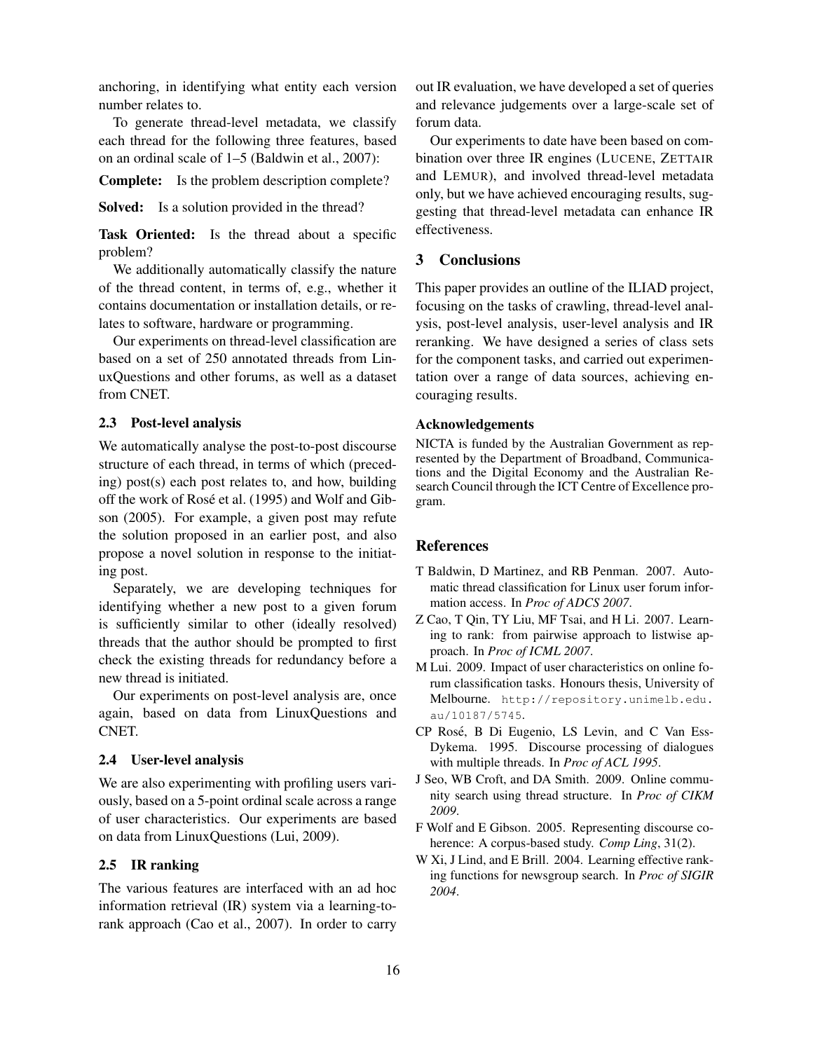anchoring, in identifying what entity each version number relates to.

To generate thread-level metadata, we classify each thread for the following three features, based on an ordinal scale of 1–5 (Baldwin et al., 2007):

**Complete:** Is the problem description complete?

**Solved:** Is a solution provided in the thread?

**Task Oriented:** Is the thread about a specific problem?

We additionally automatically classify the nature of the thread content, in terms of, e.g., whether it contains documentation or installation details, or relates to software, hardware or programming.

Our experiments on thread-level classification are based on a set of 250 annotated threads from LinuxQuestions and other forums, as well as a dataset from CNET.

### 2.3 Post-level analysis

We automatically analyse the post-to-post discourse structure of each thread, in terms of which (preceding) post(s) each post relates to, and how, building off the work of Rosé et al. (1995) and Wolf and Gibson (2005). For example, a given post may refute the solution proposed in an earlier post, and also propose a novel solution in response to the initiating post.

Separately, we are developing techniques for identifying whether a new post to a given forum is sufficiently similar to other (ideally resolved) threads that the author should be prompted to first check the existing threads for redundancy before a new thread is initiated.

Our experiments on post-level analysis are, once again, based on data from LinuxQuestions and CNET.

### 2.4 User-level analysis

We are also experimenting with profiling users variously, based on a 5-point ordinal scale across a range of user characteristics. Our experiments are based on data from LinuxQuestions (Lui, 2009).

### 2.5 IR ranking

The various features are interfaced with an ad hoc information retrieval (IR) system via a learning-to-rank approach (Cao et al., 2007). In order to carry out IR evaluation, we have developed a set of queries and relevance judgements over a large-scale set of forum data.

Our experiments to date have been based on combination over three IR engines (LUCENE, ZETTAIR and LEMUR), and involved thread-level metadata only, but we have achieved encouraging results, suggesting that thread-level metadata can enhance IR effectiveness.

## 3 Conclusions

This paper provides an outline of the ILIAD project, focusing on the tasks of crawling, thread-level analysis, post-level analysis, user-level analysis and IR reranking. We have designed a series of class sets for the component tasks, and carried out experimentation over a range of data sources, achieving encouraging results.

### Acknowledgements

NICTA is funded by the Australian Government as represented by the Department of Broadband, Communications and the Digital Economy and the Australian Research Council through the ICT Centre of Excellence program.

## References

T Baldwin, D Martinez, and RB Penman. 2007. Automatic thread classification for Linux user forum information access. In *Proc of ADCS 2007*.

Z Cao, T Qin, TY Liu, MF Tsai, and H Li. 2007. Learning to rank: from pairwise approach to listwise approach. In *Proc of ICML 2007*.

M Lui. 2009. Impact of user characteristics on online forum classification tasks. Honours thesis, University of Melbourne. http://repository.unimelb.edu.au/10187/5745.

CP Rosé, B Di Eugenio, LS Levin, and C Van Ess-Dykema. 1995. Discourse processing of dialogues with multiple threads. In *Proc of ACL 1995*.

J Seo, WB Croft, and DA Smith. 2009. Online community search using thread structure. In *Proc of CIKM 2009*.

F Wolf and E Gibson. 2005. Representing discourse coherence: A corpus-based study. *Comp Ling*, 31(2).

W Xi, J Lind, and E Brill. 2004. Learning effective ranking functions for newsgroup search. In *Proc of SIGIR 2004*.